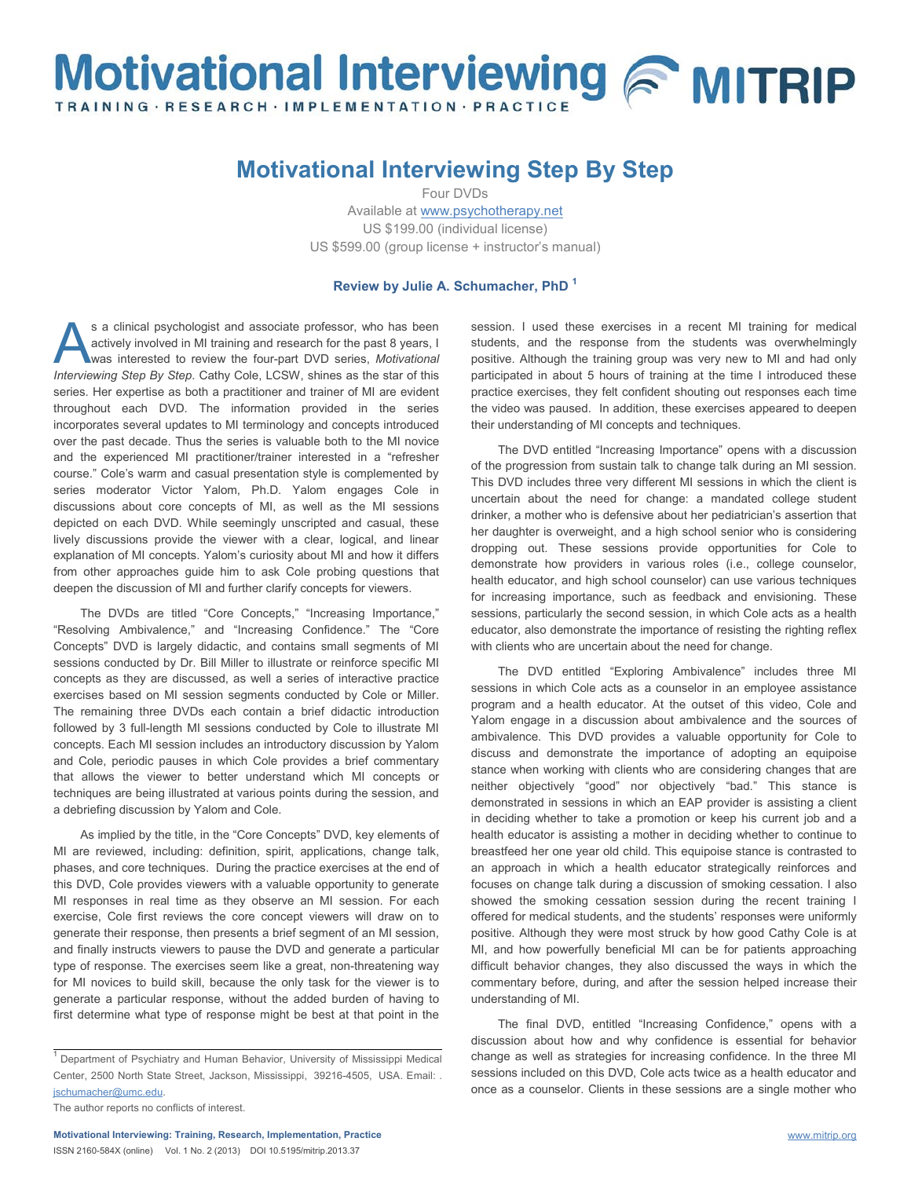# Motivational Interviewing Step By Step

Four DVDs
Available at www.psychotherapy.net
US $199.00 (individual license)
US $599.00 (group license + instructor's manual)

**Review by Julie A. Schumacher, PhD [1]**

As a clinical psychologist and associate professor, who has been actively involved in MI training and research for the past 8 years, I was interested to review the four-part DVD series, *Motivational Interviewing Step By Step*. Cathy Cole, LCSW, shines as the star of this series. Her expertise as both a practitioner and trainer of MI are evident throughout each DVD. The information provided in the series incorporates several updates to MI terminology and concepts introduced over the past decade. Thus the series is valuable both to the MI novice and the experienced MI practitioner/trainer interested in a "refresher course." Cole's warm and casual presentation style is complemented by series moderator Victor Yalom, Ph.D. Yalom engages Cole in discussions about core concepts of MI, as well as the MI sessions depicted on each DVD. While seemingly unscripted and casual, these lively discussions provide the viewer with a clear, logical, and linear explanation of MI concepts. Yalom's curiosity about MI and how it differs from other approaches guide him to ask Cole probing questions that deepen the discussion of MI and further clarify concepts for viewers.

The DVDs are titled "Core Concepts," "Increasing Importance," "Resolving Ambivalence," and "Increasing Confidence." The "Core Concepts" DVD is largely didactic, and contains small segments of MI sessions conducted by Dr. Bill Miller to illustrate or reinforce specific MI concepts as they are discussed, as well a series of interactive practice exercises based on MI session segments conducted by Cole or Miller. The remaining three DVDs each contain a brief didactic introduction followed by 3 full-length MI sessions conducted by Cole to illustrate MI concepts. Each MI session includes an introductory discussion by Yalom and Cole, periodic pauses in which Cole provides a brief commentary that allows the viewer to better understand which MI concepts or techniques are being illustrated at various points during the session, and a debriefing discussion by Yalom and Cole.

As implied by the title, in the "Core Concepts" DVD, key elements of MI are reviewed, including: definition, spirit, applications, change talk, phases, and core techniques. During the practice exercises at the end of this DVD, Cole provides viewers with a valuable opportunity to generate MI responses in real time as they observe an MI session. For each exercise, Cole first reviews the core concept viewers will draw on to generate their response, then presents a brief segment of an MI session, and finally instructs viewers to pause the DVD and generate a particular type of response. The exercises seem like a great, non-threatening way for MI novices to build skill, because the only task for the viewer is to generate a particular response, without the added burden of having to first determine what type of response might be best at that point in the session. I used these exercises in a recent MI training for medical students, and the response from the students was overwhelmingly positive. Although the training group was very new to MI and had only participated in about 5 hours of training at the time I introduced these practice exercises, they felt confident shouting out responses each time the video was paused. In addition, these exercises appeared to deepen their understanding of MI concepts and techniques.

The DVD entitled "Increasing Importance" opens with a discussion of the progression from sustain talk to change talk during an MI session. This DVD includes three very different MI sessions in which the client is uncertain about the need for change: a mandated college student drinker, a mother who is defensive about her pediatrician's assertion that her daughter is overweight, and a high school senior who is considering dropping out. These sessions provide opportunities for Cole to demonstrate how providers in various roles (i.e., college counselor, health educator, and high school counselor) can use various techniques for increasing importance, such as feedback and envisioning. These sessions, particularly the second session, in which Cole acts as a health educator, also demonstrate the importance of resisting the righting reflex with clients who are uncertain about the need for change.

The DVD entitled "Exploring Ambivalence" includes three MI sessions in which Cole acts as a counselor in an employee assistance program and a health educator. At the outset of this video, Cole and Yalom engage in a discussion about ambivalence and the sources of ambivalence. This DVD provides a valuable opportunity for Cole to discuss and demonstrate the importance of adopting an equipoise stance when working with clients who are considering changes that are neither objectively "good" nor objectively "bad." This stance is demonstrated in sessions in which an EAP provider is assisting a client in deciding whether to take a promotion or keep his current job and a health educator is assisting a mother in deciding whether to continue to breastfeed her one year old child. This equipoise stance is contrasted to an approach in which a health educator strategically reinforces and focuses on change talk during a discussion of smoking cessation. I also showed the smoking cessation session during the recent training I offered for medical students, and the students' responses were uniformly positive. Although they were most struck by how good Cathy Cole is at MI, and how powerfully beneficial MI can be for patients approaching difficult behavior changes, they also discussed the ways in which the commentary before, during, and after the session helped increase their understanding of MI.

The final DVD, entitled "Increasing Confidence," opens with a discussion about how and why confidence is essential for behavior change as well as strategies for increasing confidence. In the three MI sessions included on this DVD, Cole acts twice as a health educator and once as a counselor. Clients in these sessions are a single mother who

---

[1] Department of Psychiatry and Human Behavior, University of Mississippi Medical Center, 2500 North State Street, Jackson, Mississippi, 39216-4505, USA. Email: . jschumacher@umc.edu.

The author reports no conflicts of interest.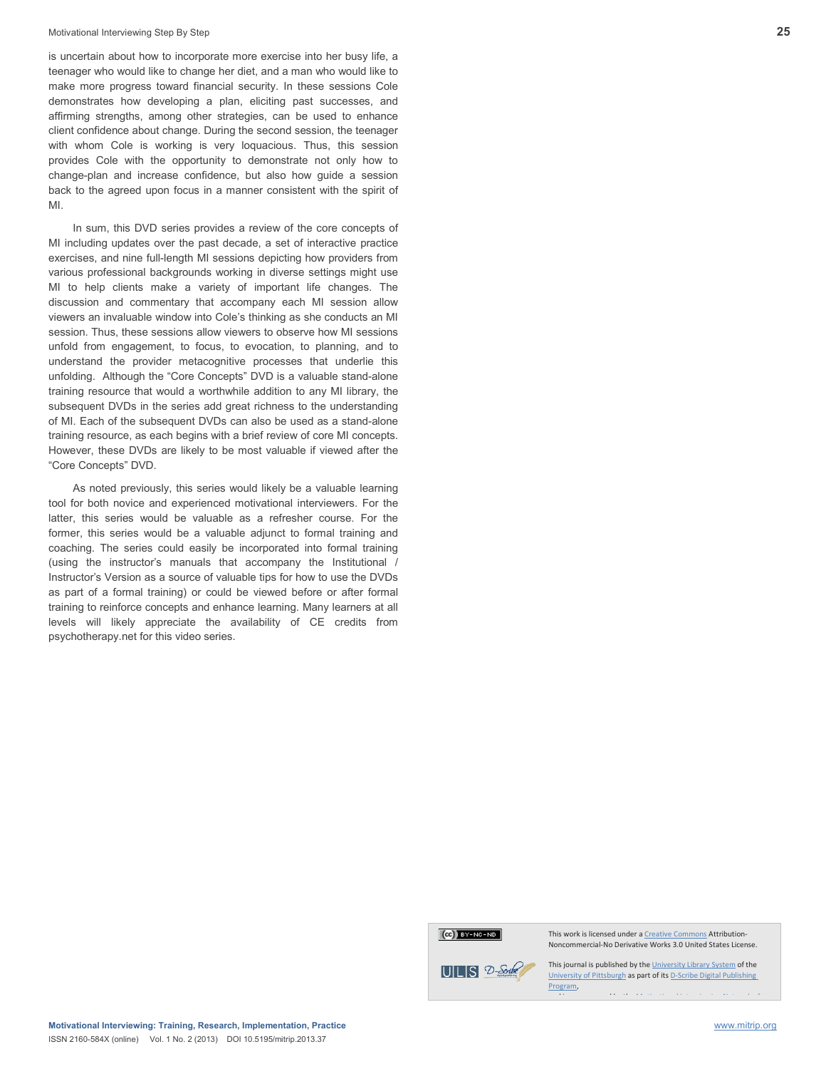is uncertain about how to incorporate more exercise into her busy life, a teenager who would like to change her diet, and a man who would like to make more progress toward financial security. In these sessions Cole demonstrates how developing a plan, eliciting past successes, and affirming strengths, among other strategies, can be used to enhance client confidence about change. During the second session, the teenager with whom Cole is working is very loquacious. Thus, this session provides Cole with the opportunity to demonstrate not only how to change-plan and increase confidence, but also how guide a session back to the agreed upon focus in a manner consistent with the spirit of MI.

In sum, this DVD series provides a review of the core concepts of MI including updates over the past decade, a set of interactive practice exercises, and nine full-length MI sessions depicting how providers from various professional backgrounds working in diverse settings might use MI to help clients make a variety of important life changes. The discussion and commentary that accompany each MI session allow viewers an invaluable window into Cole's thinking as she conducts an MI session. Thus, these sessions allow viewers to observe how MI sessions unfold from engagement, to focus, to evocation, to planning, and to understand the provider metacognitive processes that underlie this unfolding. Although the "Core Concepts" DVD is a valuable stand-alone training resource that would a worthwhile addition to any MI library, the subsequent DVDs in the series add great richness to the understanding of MI. Each of the subsequent DVDs can also be used as a stand-alone training resource, as each begins with a brief review of core MI concepts. However, these DVDs are likely to be most valuable if viewed after the "Core Concepts" DVD.

As noted previously, this series would likely be a valuable learning tool for both novice and experienced motivational interviewers. For the latter, this series would be valuable as a refresher course. For the former, this series would be a valuable adjunct to formal training and coaching. The series could easily be incorporated into formal training (using the instructor's manuals that accompany the Institutional / Instructor's Version as a source of valuable tips for how to use the DVDs as part of a formal training) or could be viewed before or after formal training to reinforce concepts and enhance learning. Many learners at all levels will likely appreciate the availability of CE credits from psychotherapy.net for this video series.

This work is licensed under a Creative Commons Attribution-Noncommercial-No Derivative Works 3.0 United States License.

This journal is published by the University Library System of the University of Pittsburgh as part of its D-Scribe Digital Publishing Program,